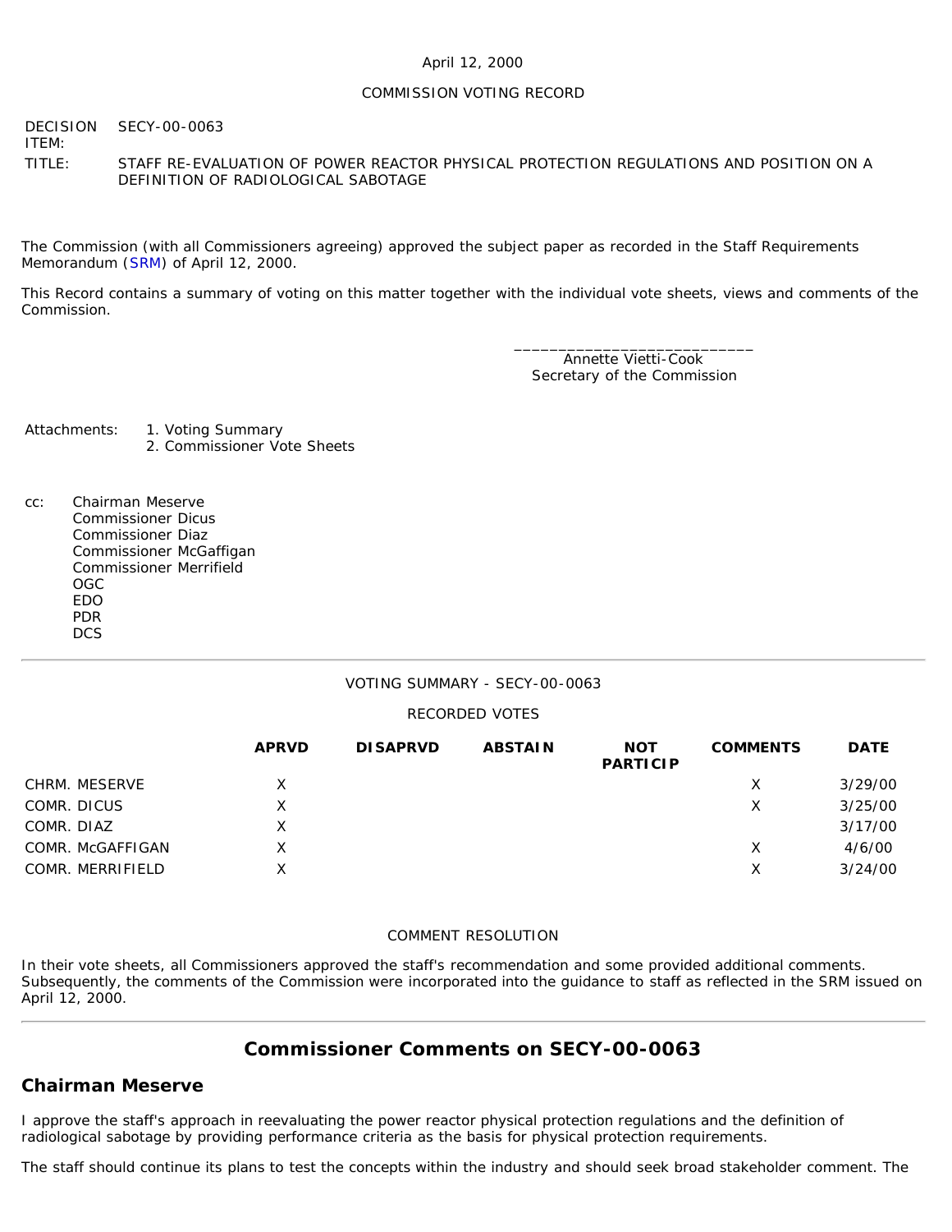April 12, 2000

COMMISSION VOTING RECORD

DECISION ITEM: SECY-00-0063

TITLE: STAFF RE-EVALUATION OF POWER REACTOR PHYSICAL PROTECTION REGULATIONS AND POSITION ON A DEFINITION OF RADIOLOGICAL SABOTAGE

The Commission (with all Commissioners agreeing) approved the subject paper as recorded in the Staff Requirements Memorandum (SRM) of April 12, 2000.

This Record contains a summary of voting on this matter together with the individual vote sheets, views and comments of the Commission.

\_\_\_\_\_\_\_\_\_\_\_\_\_\_\_\_\_\_\_\_\_\_\_\_\_\_\_\_
Annette Vietti-Cook
Secretary of the Commission

Attachments:
1. Voting Summary
2. Commissioner Vote Sheets

cc: Chairman Meserve
Commissioner Dicus
Commissioner Diaz
Commissioner McGaffigan
Commissioner Merrifield
OGC
EDO
PDR
DCS

---

VOTING SUMMARY - SECY-00-0063

RECORDED VOTES

| | APRVD | DISAPRVD | ABSTAIN | NOT PARTICIP | COMMENTS | DATE |
|---|---|---|---|---|---|---|
| CHRM. MESERVE | X | | | | X | 3/29/00 |
| COMR. DICUS | X | | | | X | 3/25/00 |
| COMR. DIAZ | X | | | | | 3/17/00 |
| COMR. McGAFFIGAN | X | | | | X | 4/6/00 |
| COMR. MERRIFIELD | X | | | | X | 3/24/00 |

COMMENT RESOLUTION

In their vote sheets, all Commissioners approved the staff's recommendation and some provided additional comments. Subsequently, the comments of the Commission were incorporated into the guidance to staff as reflected in the SRM issued on April 12, 2000.

---

## Commissioner Comments on SECY-00-0063

### Chairman Meserve

I approve the staff's approach in reevaluating the power reactor physical protection regulations and the definition of radiological sabotage by providing performance criteria as the basis for physical protection requirements.

The staff should continue its plans to test the concepts within the industry and should seek broad stakeholder comment. The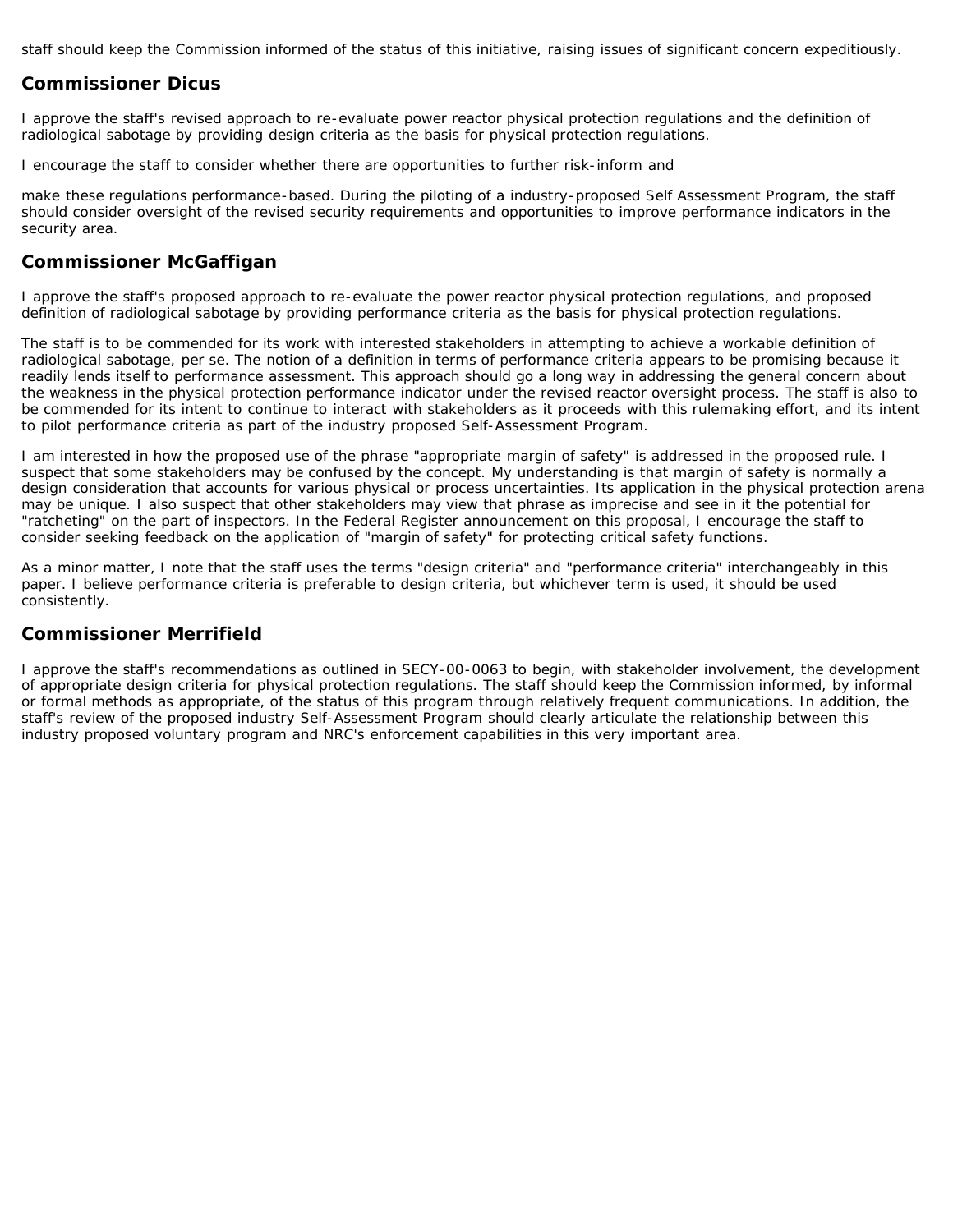staff should keep the Commission informed of the status of this initiative, raising issues of significant concern expeditiously.

## Commissioner Dicus

I approve the staff's revised approach to re-evaluate power reactor physical protection regulations and the definition of radiological sabotage by providing design criteria as the basis for physical protection regulations.

I encourage the staff to consider whether there are opportunities to further risk-inform and

make these regulations performance-based. During the piloting of a industry-proposed Self Assessment Program, the staff should consider oversight of the revised security requirements and opportunities to improve performance indicators in the security area.

## Commissioner McGaffigan

I approve the staff's proposed approach to re-evaluate the power reactor physical protection regulations, and proposed definition of radiological sabotage by providing performance criteria as the basis for physical protection regulations.

The staff is to be commended for its work with interested stakeholders in attempting to achieve a workable definition of radiological sabotage, per se. The notion of a definition in terms of performance criteria appears to be promising because it readily lends itself to performance assessment. This approach should go a long way in addressing the general concern about the weakness in the physical protection performance indicator under the revised reactor oversight process. The staff is also to be commended for its intent to continue to interact with stakeholders as it proceeds with this rulemaking effort, and its intent to pilot performance criteria as part of the industry proposed Self-Assessment Program.

I am interested in how the proposed use of the phrase "appropriate margin of safety" is addressed in the proposed rule. I suspect that some stakeholders may be confused by the concept. My understanding is that margin of safety is normally a design consideration that accounts for various physical or process uncertainties. Its application in the physical protection arena may be unique. I also suspect that other stakeholders may view that phrase as imprecise and see in it the potential for "ratcheting" on the part of inspectors. In the Federal Register announcement on this proposal, I encourage the staff to consider seeking feedback on the application of "margin of safety" for protecting critical safety functions.

As a minor matter, I note that the staff uses the terms "design criteria" and "performance criteria" interchangeably in this paper. I believe performance criteria is preferable to design criteria, but whichever term is used, it should be used consistently.

## Commissioner Merrifield

I approve the staff's recommendations as outlined in SECY-00-0063 to begin, with stakeholder involvement, the development of appropriate design criteria for physical protection regulations. The staff should keep the Commission informed, by informal or formal methods as appropriate, of the status of this program through relatively frequent communications. In addition, the staff's review of the proposed industry Self-Assessment Program should clearly articulate the relationship between this industry proposed voluntary program and NRC's enforcement capabilities in this very important area.